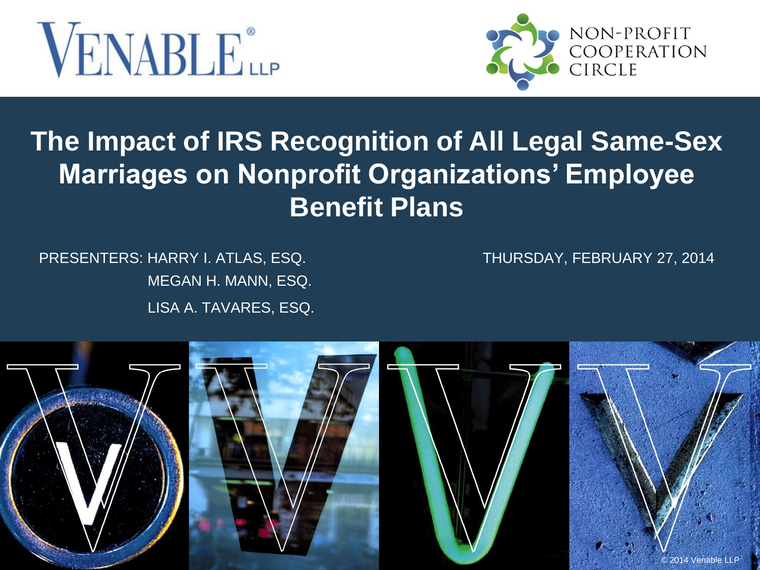VENABLE LLP

NON-PROFIT COOPERATION CIRCLE

# The Impact of IRS Recognition of All Legal Same-Sex Marriages on Nonprofit Organizations' Employee Benefit Plans

PRESENTERS: HARRY I. ATLAS, ESQ.
MEGAN H. MANN, ESQ.
LISA A. TAVARES, ESQ.

THURSDAY, FEBRUARY 27, 2014

© 2014 Venable LLP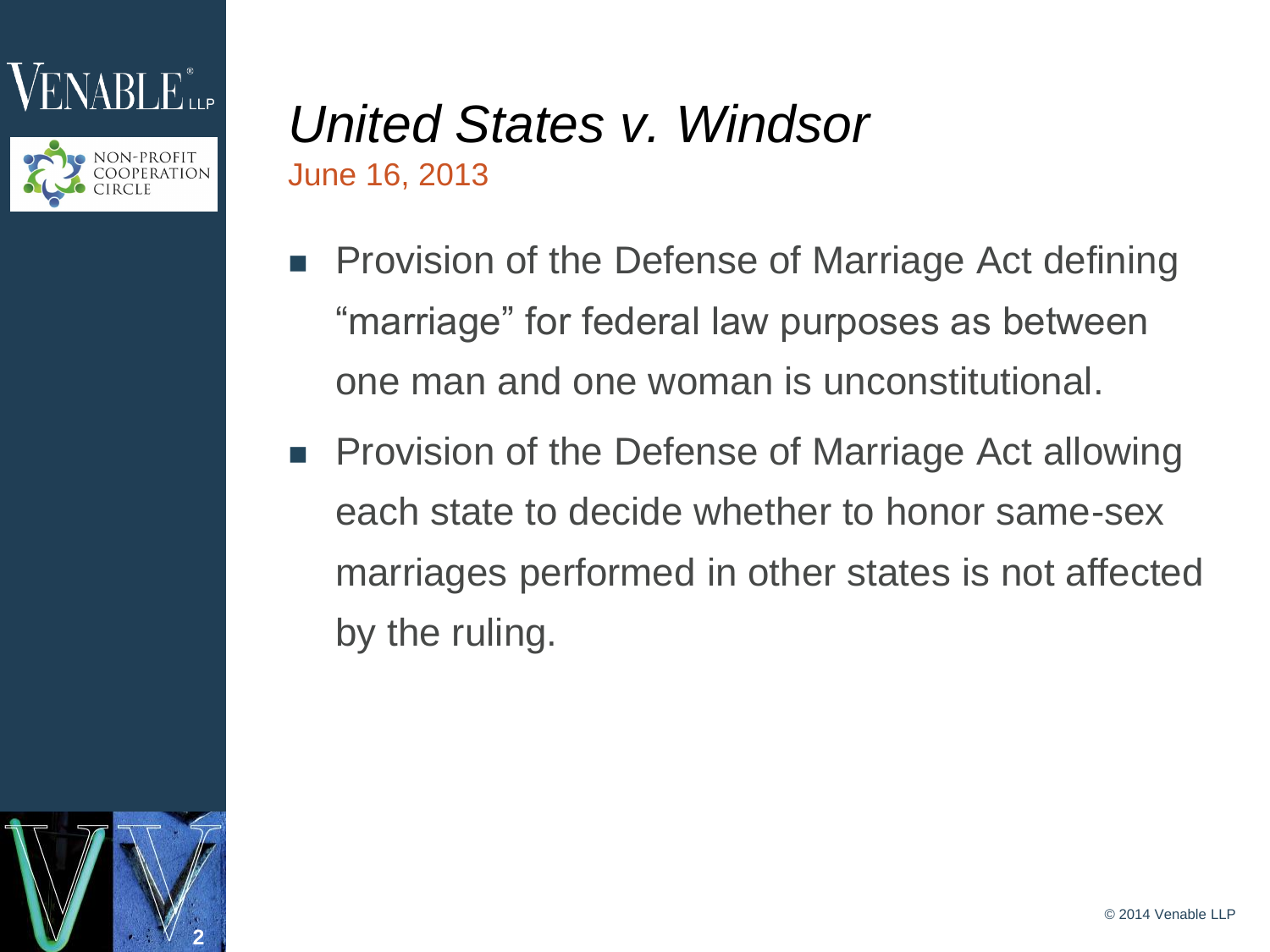# *United States v. Windsor*

June 16, 2013

- Provision of the Defense of Marriage Act defining "marriage" for federal law purposes as between one man and one woman is unconstitutional.
- Provision of the Defense of Marriage Act allowing each state to decide whether to honor same-sex marriages performed in other states is not affected by the ruling.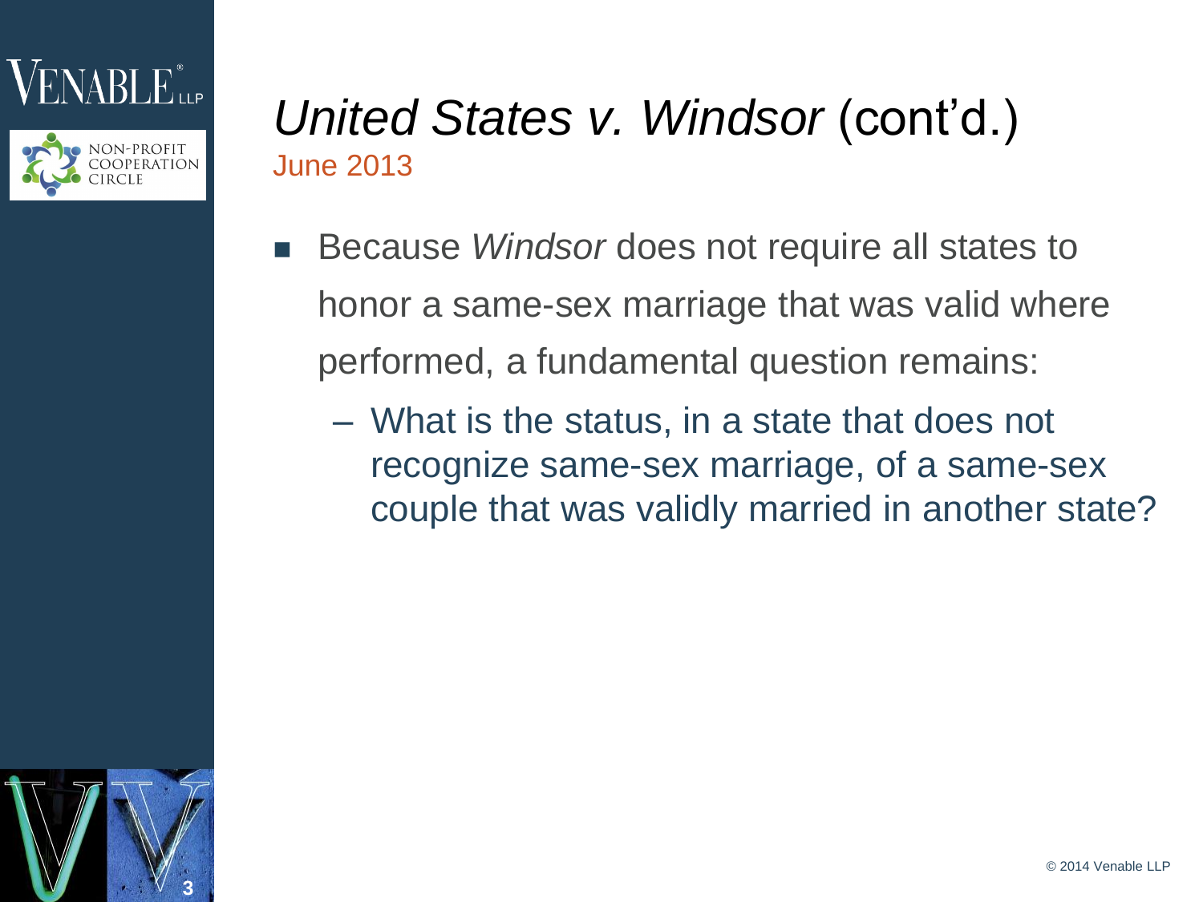# *United States v. Windsor* (cont'd.)

June 2013

- Because *Windsor* does not require all states to honor a same-sex marriage that was valid where performed, a fundamental question remains:
  - What is the status, in a state that does not recognize same-sex marriage, of a same-sex couple that was validly married in another state?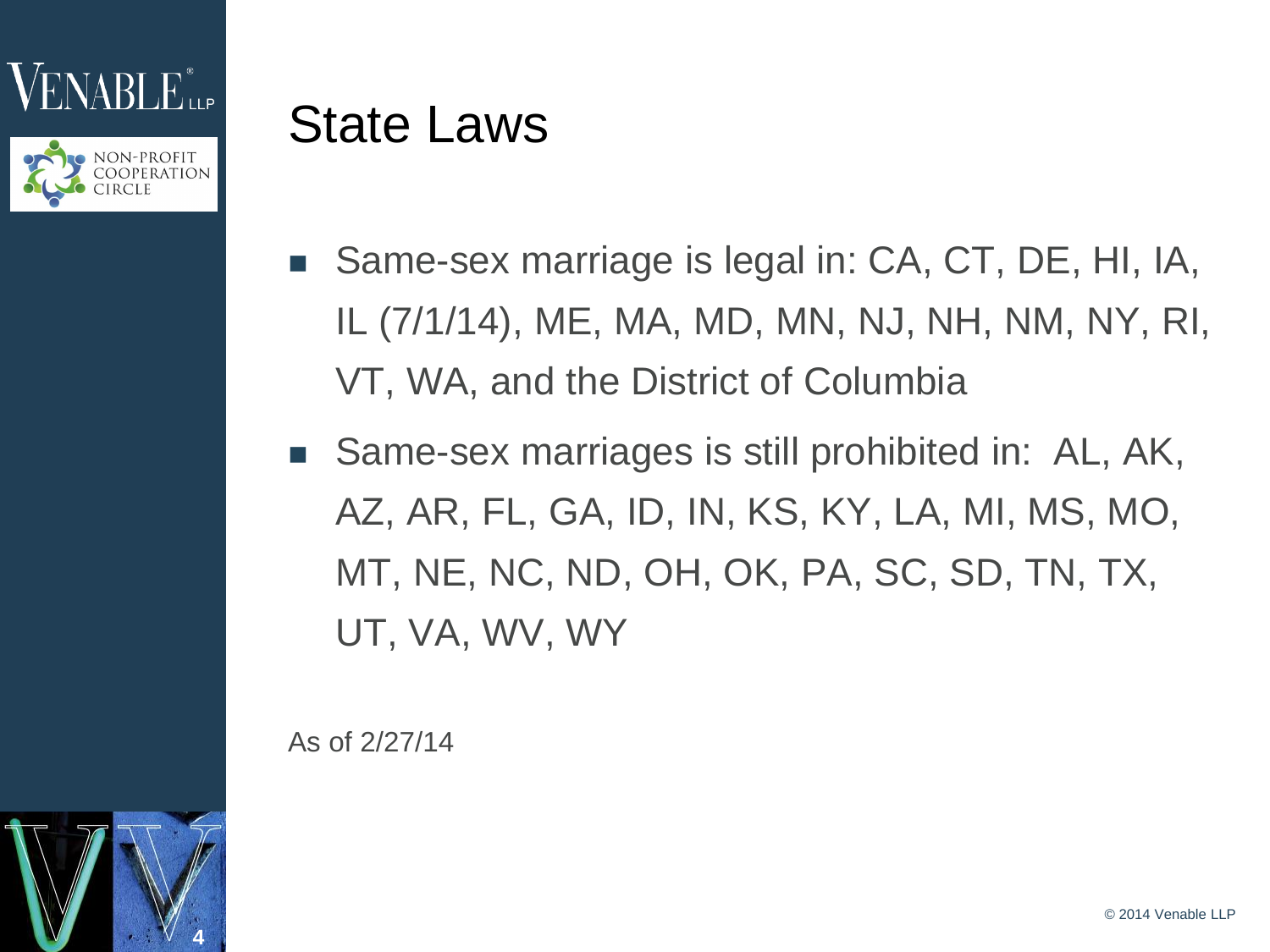# State Laws

- Same-sex marriage is legal in: CA, CT, DE, HI, IA, IL (7/1/14), ME, MA, MD, MN, NJ, NH, NM, NY, RI, VT, WA, and the District of Columbia
- Same-sex marriages is still prohibited in: AL, AK, AZ, AR, FL, GA, ID, IN, KS, KY, LA, MI, MS, MO, MT, NE, NC, ND, OH, OK, PA, SC, SD, TN, TX, UT, VA, WV, WY

As of 2/27/14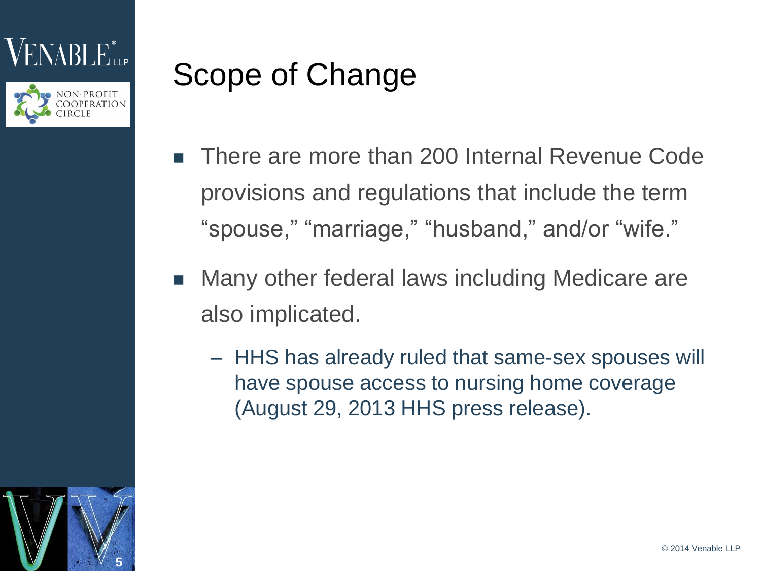# Scope of Change

- There are more than 200 Internal Revenue Code provisions and regulations that include the term "spouse," "marriage," "husband," and/or "wife."
- Many other federal laws including Medicare are also implicated.
  - HHS has already ruled that same-sex spouses will have spouse access to nursing home coverage (August 29, 2013 HHS press release).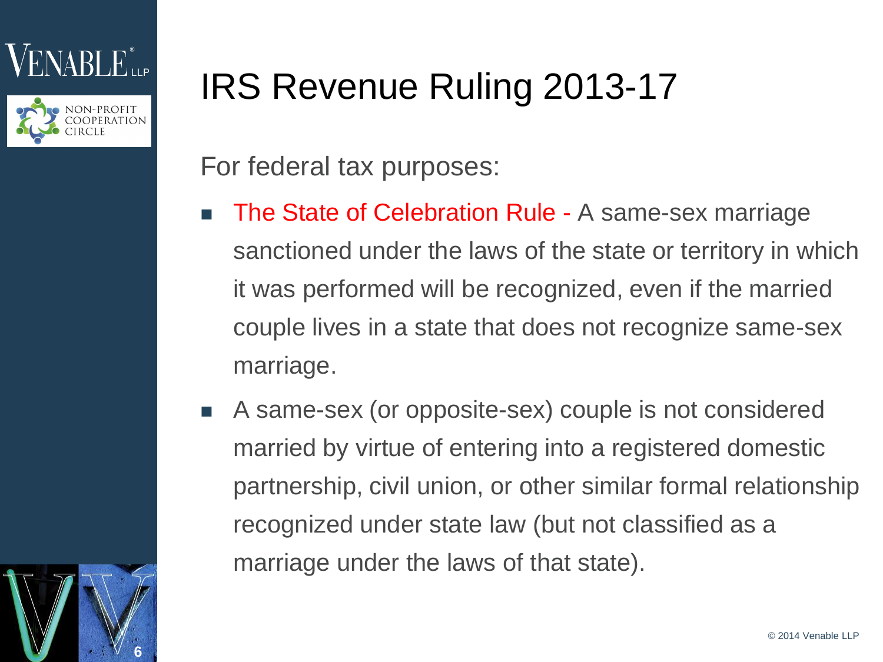# IRS Revenue Ruling 2013-17

For federal tax purposes:

- The State of Celebration Rule - A same-sex marriage sanctioned under the laws of the state or territory in which it was performed will be recognized, even if the married couple lives in a state that does not recognize same-sex marriage.
- A same-sex (or opposite-sex) couple is not considered married by virtue of entering into a registered domestic partnership, civil union, or other similar formal relationship recognized under state law (but not classified as a marriage under the laws of that state).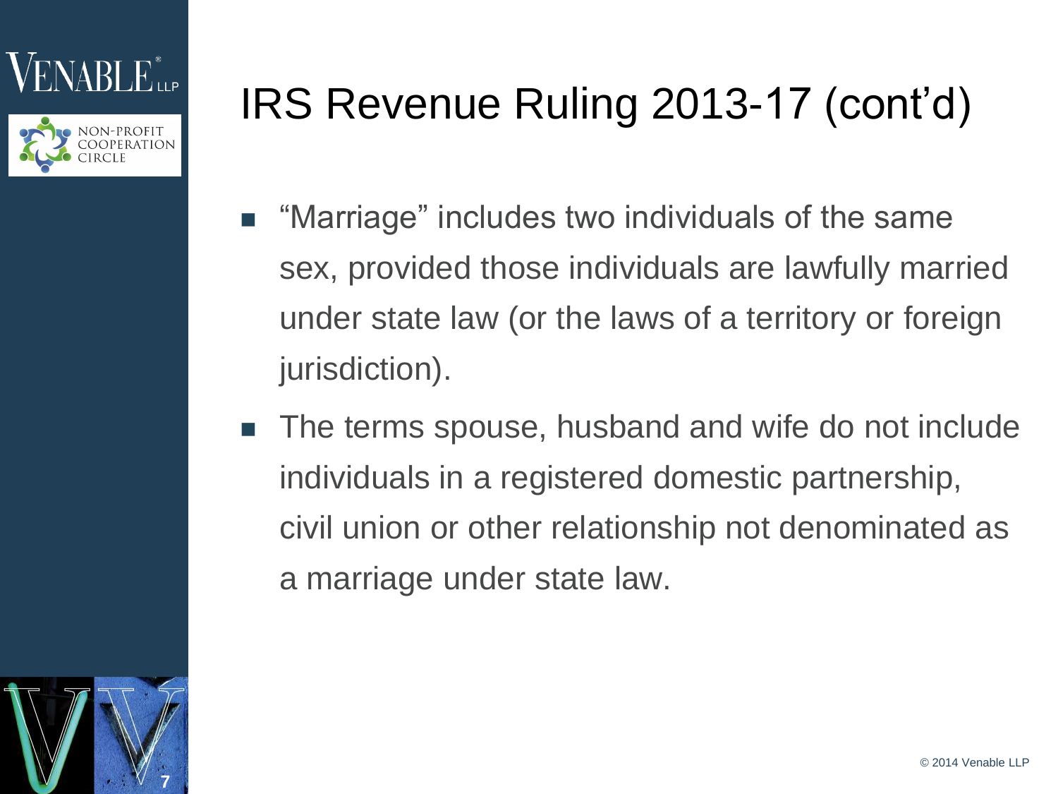# IRS Revenue Ruling 2013-17 (cont'd)

- "Marriage" includes two individuals of the same sex, provided those individuals are lawfully married under state law (or the laws of a territory or foreign jurisdiction).
- The terms spouse, husband and wife do not include individuals in a registered domestic partnership, civil union or other relationship not denominated as a marriage under state law.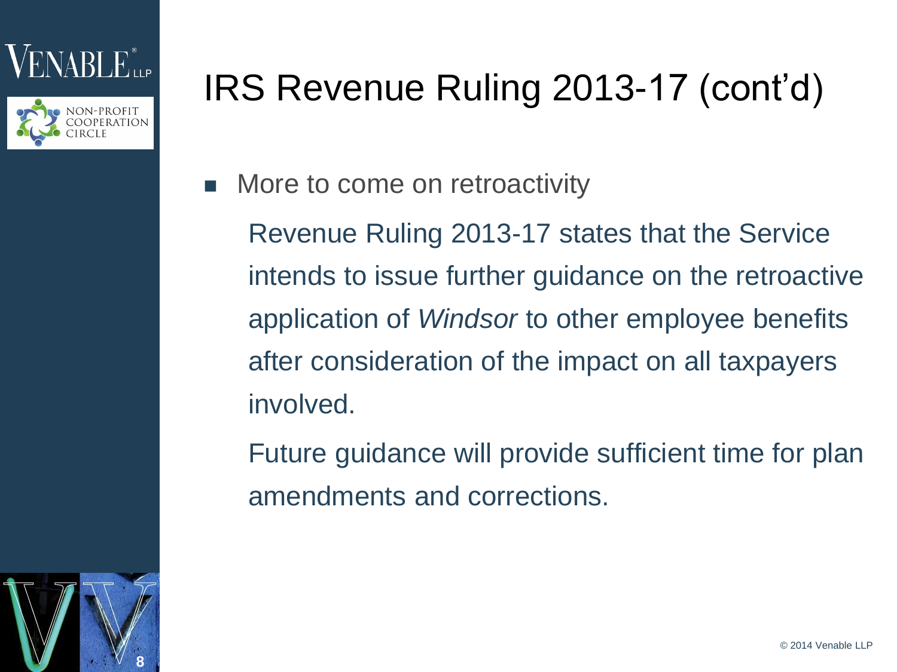# IRS Revenue Ruling 2013-17 (cont'd)

- More to come on retroactivity

  Revenue Ruling 2013-17 states that the Service intends to issue further guidance on the retroactive application of *Windsor* to other employee benefits after consideration of the impact on all taxpayers involved.

  Future guidance will provide sufficient time for plan amendments and corrections.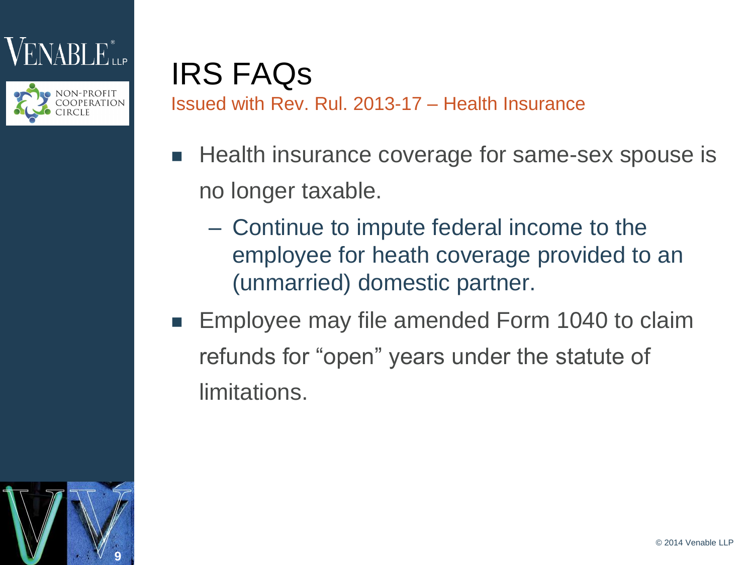# IRS FAQs

## Issued with Rev. Rul. 2013-17 – Health Insurance

- Health insurance coverage for same-sex spouse is no longer taxable.
  - Continue to impute federal income to the employee for heath coverage provided to an (unmarried) domestic partner.
- Employee may file amended Form 1040 to claim refunds for “open” years under the statute of limitations.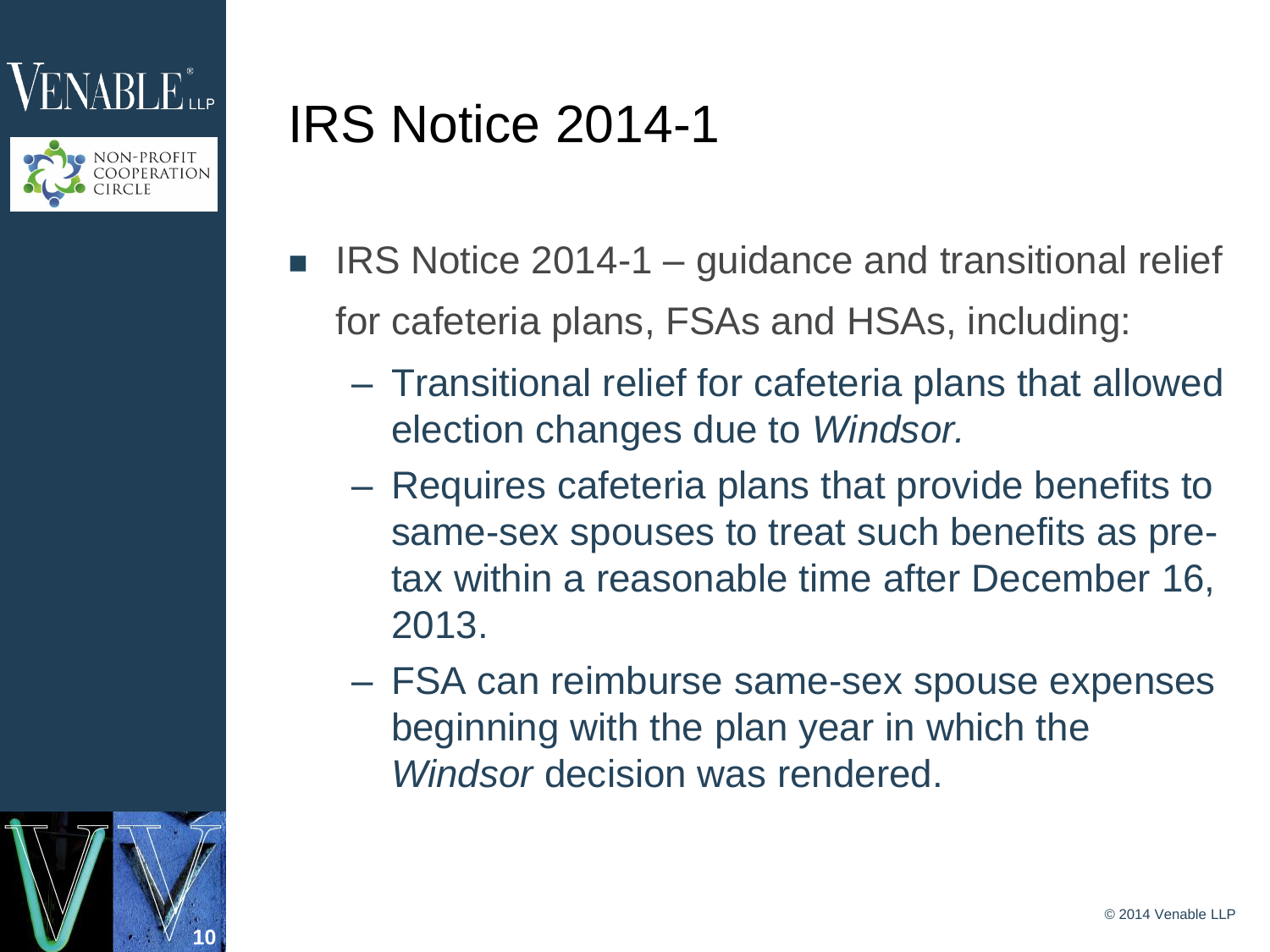# IRS Notice 2014-1

- IRS Notice 2014-1 – guidance and transitional relief for cafeteria plans, FSAs and HSAs, including:
  - Transitional relief for cafeteria plans that allowed election changes due to *Windsor.*
  - Requires cafeteria plans that provide benefits to same-sex spouses to treat such benefits as pre-tax within a reasonable time after December 16, 2013.
  - FSA can reimburse same-sex spouse expenses beginning with the plan year in which the *Windsor* decision was rendered.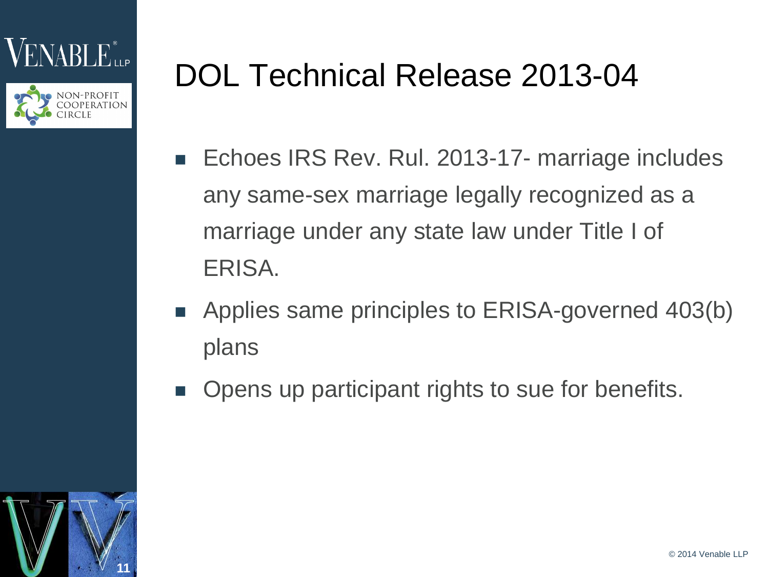# DOL Technical Release 2013-04

- Echoes IRS Rev. Rul. 2013-17- marriage includes any same-sex marriage legally recognized as a marriage under any state law under Title I of ERISA.
- Applies same principles to ERISA-governed 403(b) plans
- Opens up participant rights to sue for benefits.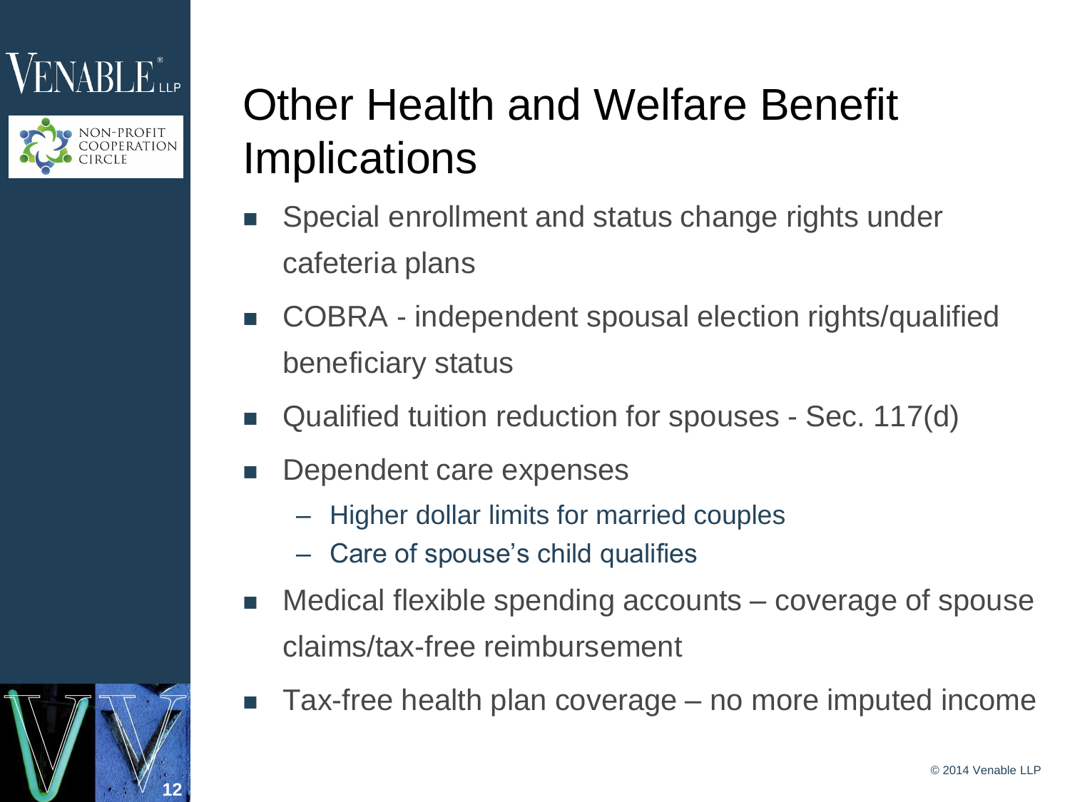# Other Health and Welfare Benefit Implications

- Special enrollment and status change rights under cafeteria plans
- COBRA - independent spousal election rights/qualified beneficiary status
- Qualified tuition reduction for spouses - Sec. 117(d)
- Dependent care expenses
  - Higher dollar limits for married couples
  - Care of spouse's child qualifies
- Medical flexible spending accounts – coverage of spouse claims/tax-free reimbursement
- Tax-free health plan coverage – no more imputed income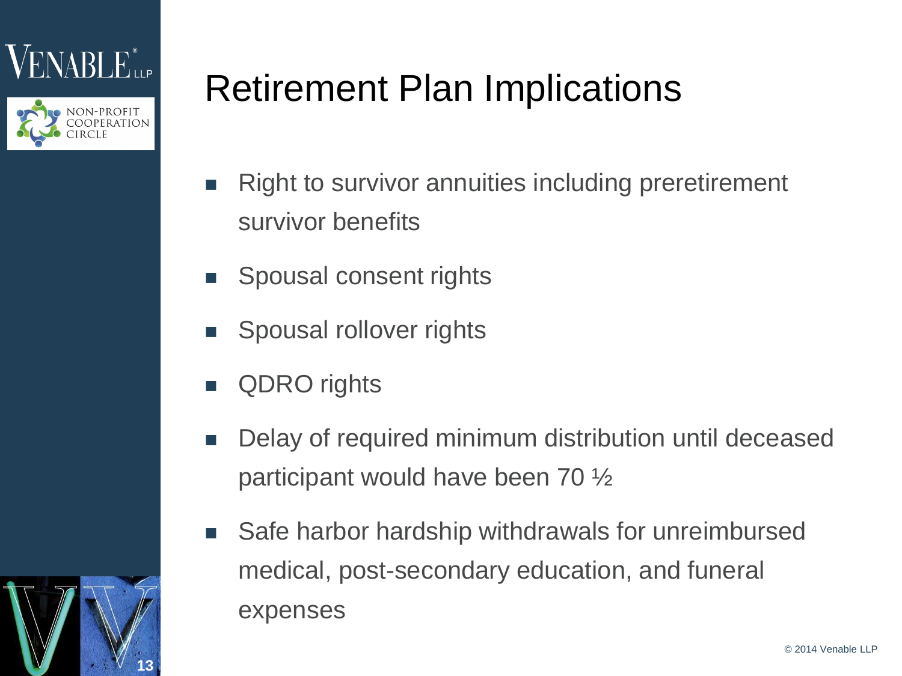# Retirement Plan Implications

- Right to survivor annuities including preretirement survivor benefits
- Spousal consent rights
- Spousal rollover rights
- QDRO rights
- Delay of required minimum distribution until deceased participant would have been 70 ½
- Safe harbor hardship withdrawals for unreimbursed medical, post-secondary education, and funeral expenses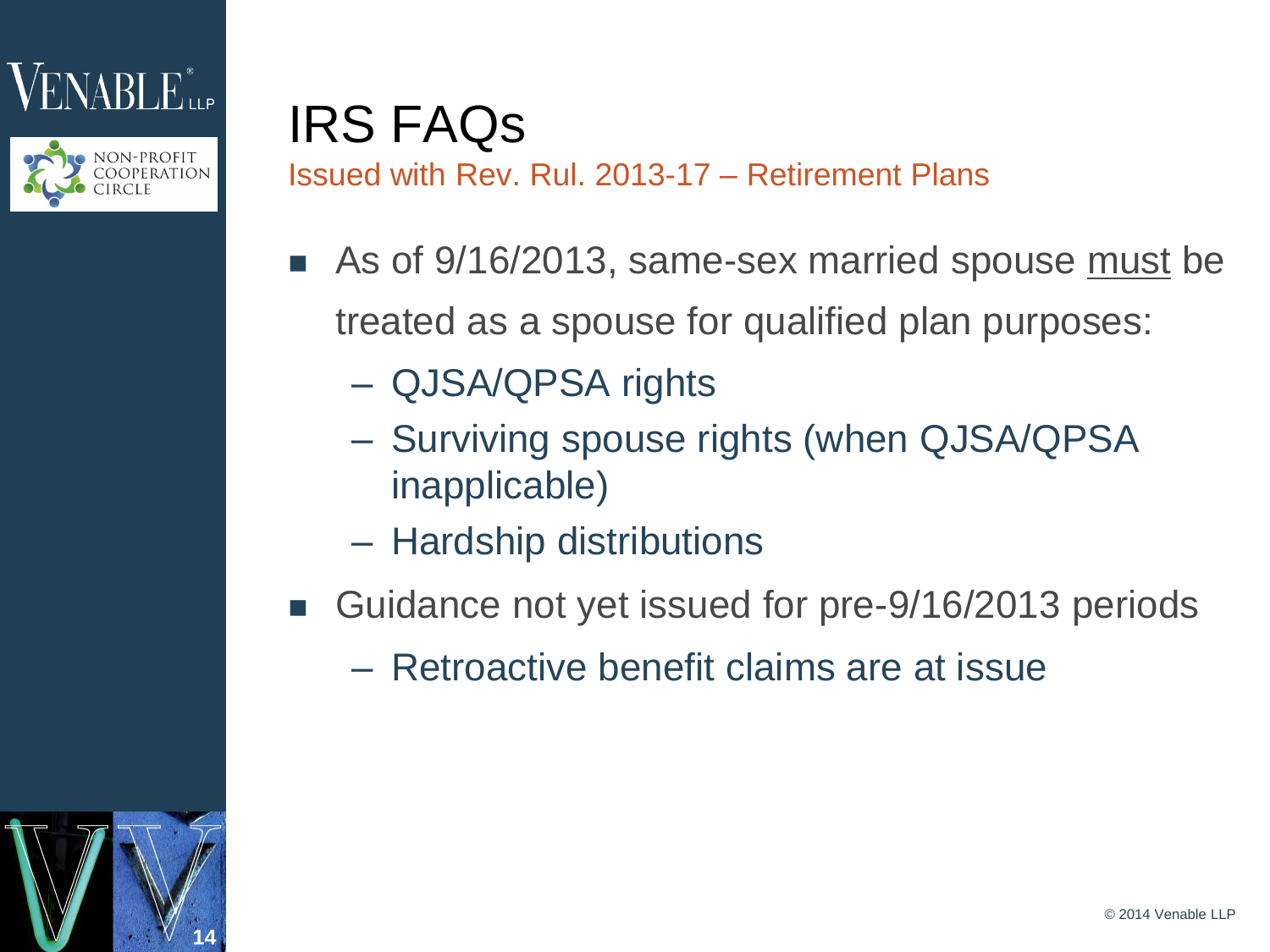# IRS FAQs

## Issued with Rev. Rul. 2013-17 – Retirement Plans

- As of 9/16/2013, same-sex married spouse <u>must</u> be treated as a spouse for qualified plan purposes:
  - QJSA/QPSA rights
  - Surviving spouse rights (when QJSA/QPSA inapplicable)
  - Hardship distributions
- Guidance not yet issued for pre-9/16/2013 periods
  - Retroactive benefit claims are at issue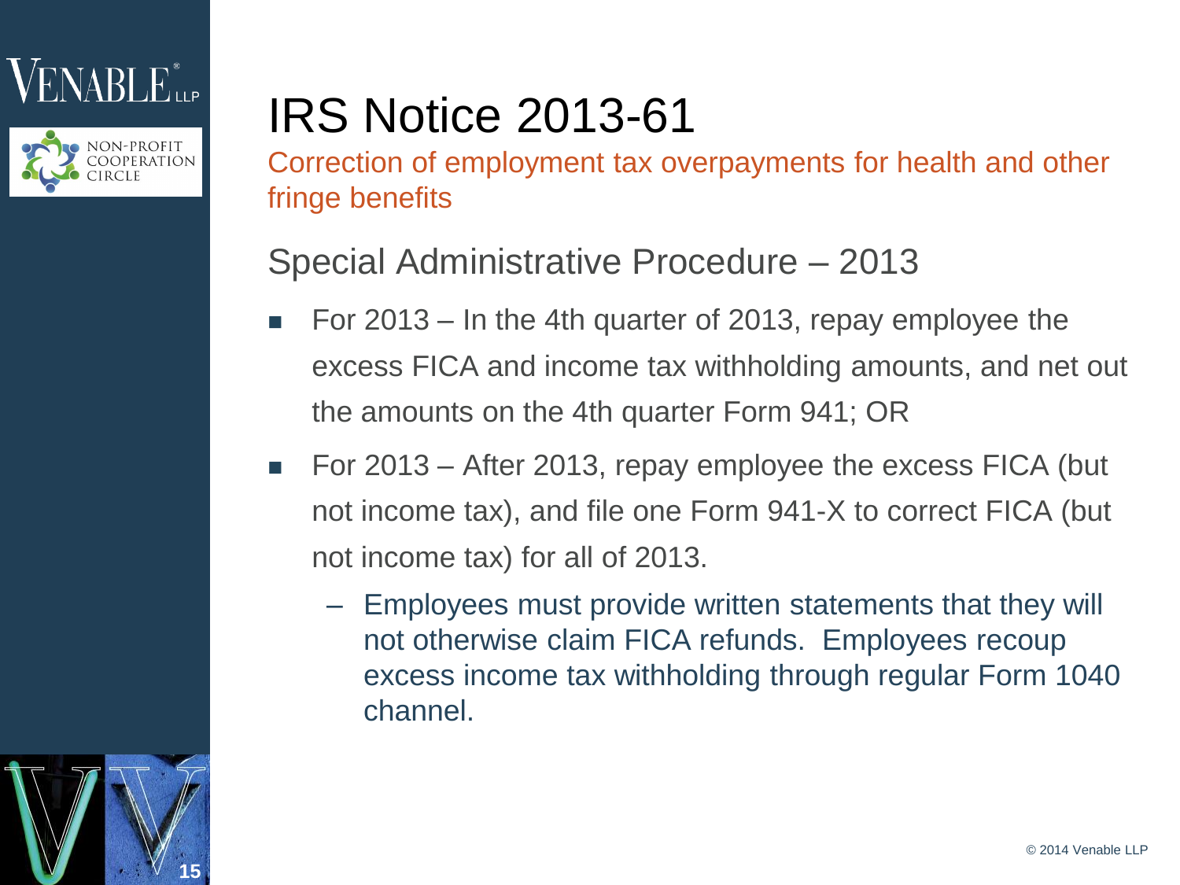# IRS Notice 2013-61

Correction of employment tax overpayments for health and other fringe benefits

## Special Administrative Procedure – 2013

- For 2013 – In the 4th quarter of 2013, repay employee the excess FICA and income tax withholding amounts, and net out the amounts on the 4th quarter Form 941; OR
- For 2013 – After 2013, repay employee the excess FICA (but not income tax), and file one Form 941-X to correct FICA (but not income tax) for all of 2013.
  - Employees must provide written statements that they will not otherwise claim FICA refunds. Employees recoup excess income tax withholding through regular Form 1040 channel.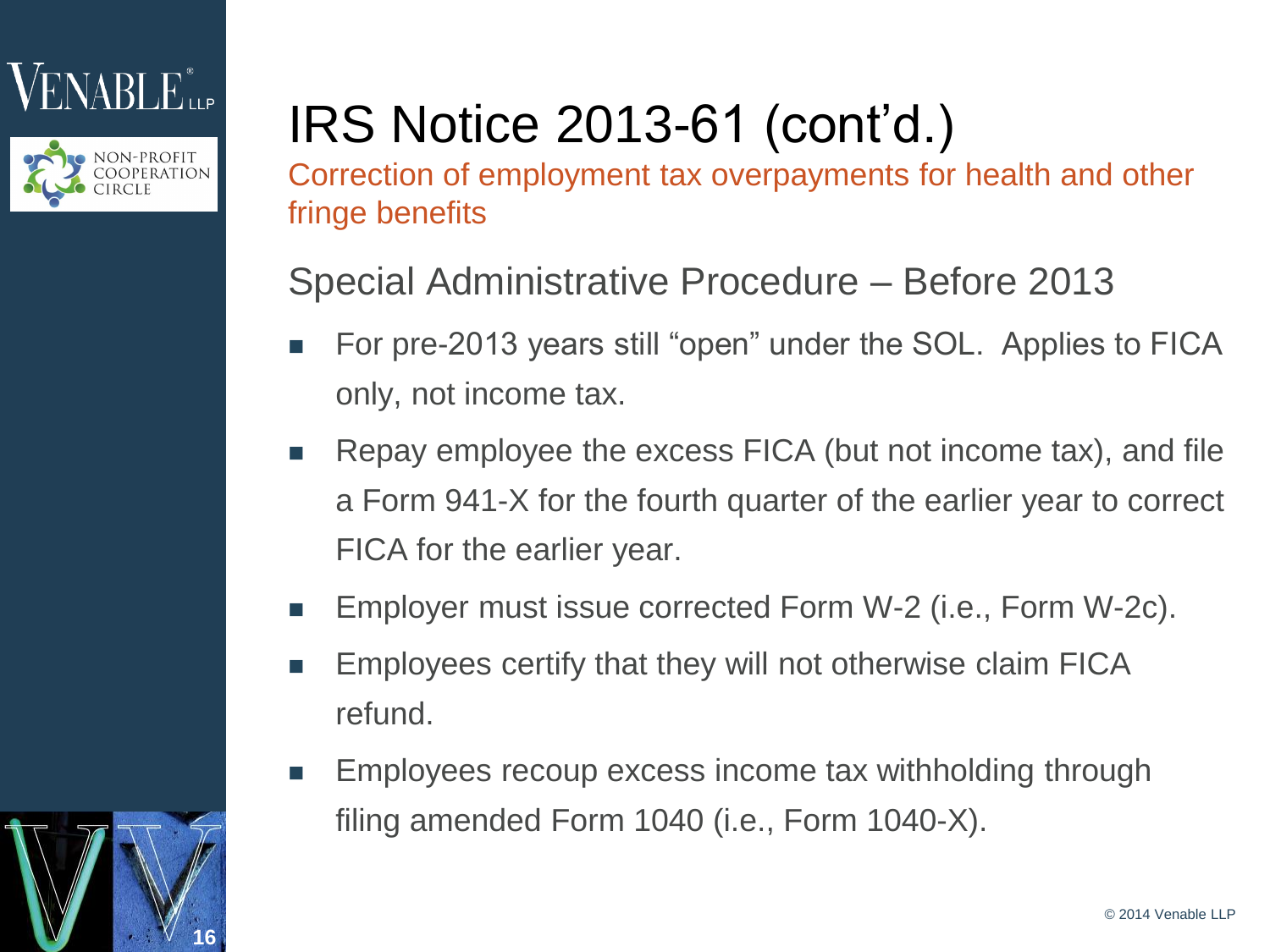# IRS Notice 2013-61 (cont'd.)

Correction of employment tax overpayments for health and other fringe benefits

## Special Administrative Procedure – Before 2013

- For pre-2013 years still "open" under the SOL. Applies to FICA only, not income tax.
- Repay employee the excess FICA (but not income tax), and file a Form 941-X for the fourth quarter of the earlier year to correct FICA for the earlier year.
- Employer must issue corrected Form W-2 (i.e., Form W-2c).
- Employees certify that they will not otherwise claim FICA refund.
- Employees recoup excess income tax withholding through filing amended Form 1040 (i.e., Form 1040-X).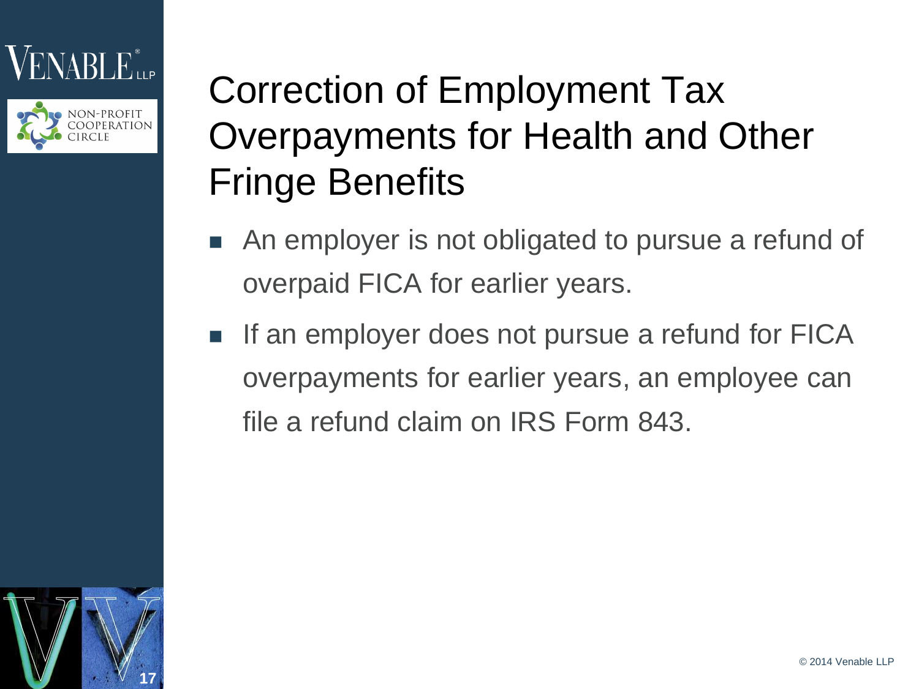# Correction of Employment Tax Overpayments for Health and Other Fringe Benefits

- An employer is not obligated to pursue a refund of overpaid FICA for earlier years.
- If an employer does not pursue a refund for FICA overpayments for earlier years, an employee can file a refund claim on IRS Form 843.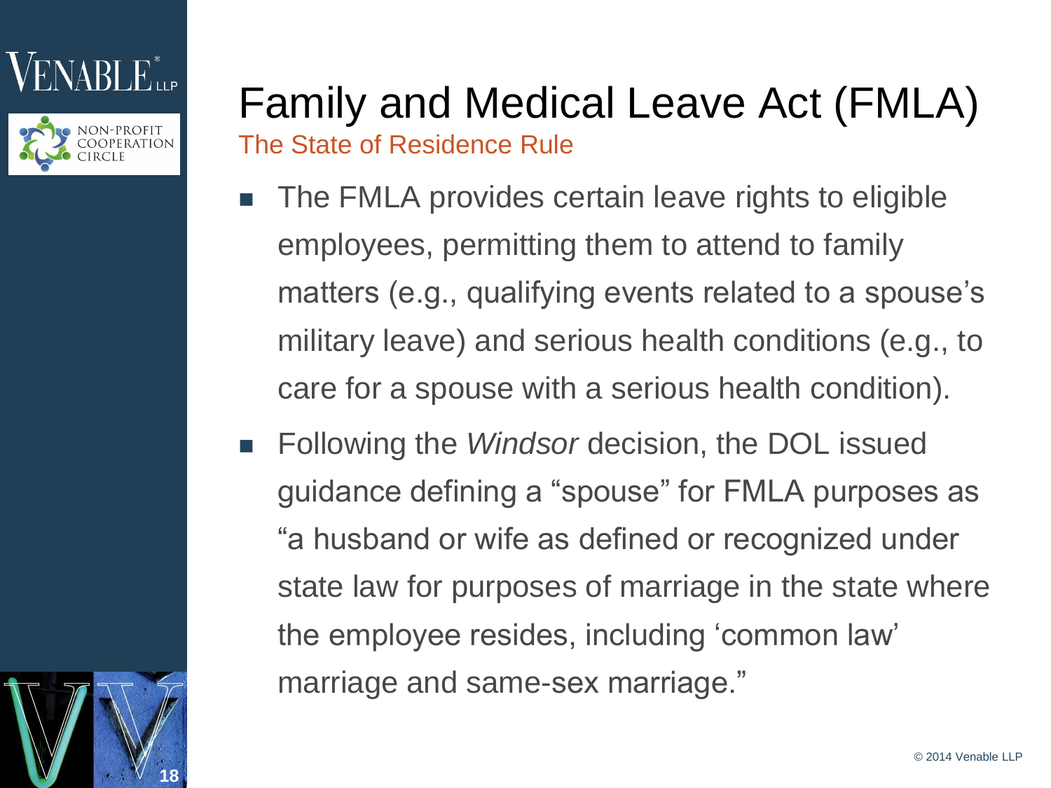# Family and Medical Leave Act (FMLA)

## The State of Residence Rule

- The FMLA provides certain leave rights to eligible employees, permitting them to attend to family matters (e.g., qualifying events related to a spouse's military leave) and serious health conditions (e.g., to care for a spouse with a serious health condition).
- Following the *Windsor* decision, the DOL issued guidance defining a "spouse" for FMLA purposes as "a husband or wife as defined or recognized under state law for purposes of marriage in the state where the employee resides, including 'common law' marriage and same-sex marriage."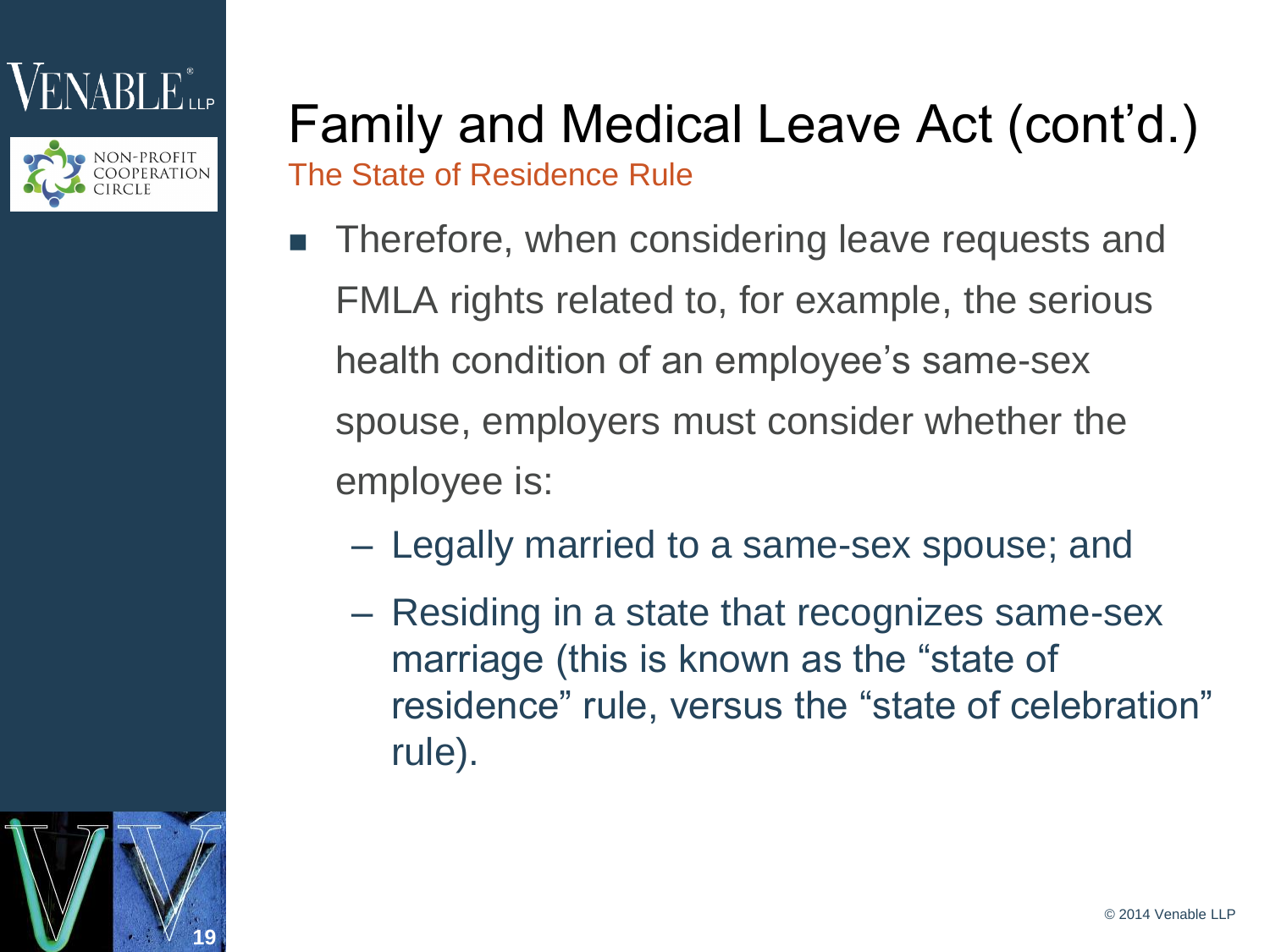# Family and Medical Leave Act (cont'd.)

## The State of Residence Rule

- Therefore, when considering leave requests and FMLA rights related to, for example, the serious health condition of an employee's same-sex spouse, employers must consider whether the employee is:
  - Legally married to a same-sex spouse; and
  - Residing in a state that recognizes same-sex marriage (this is known as the "state of residence" rule, versus the "state of celebration" rule).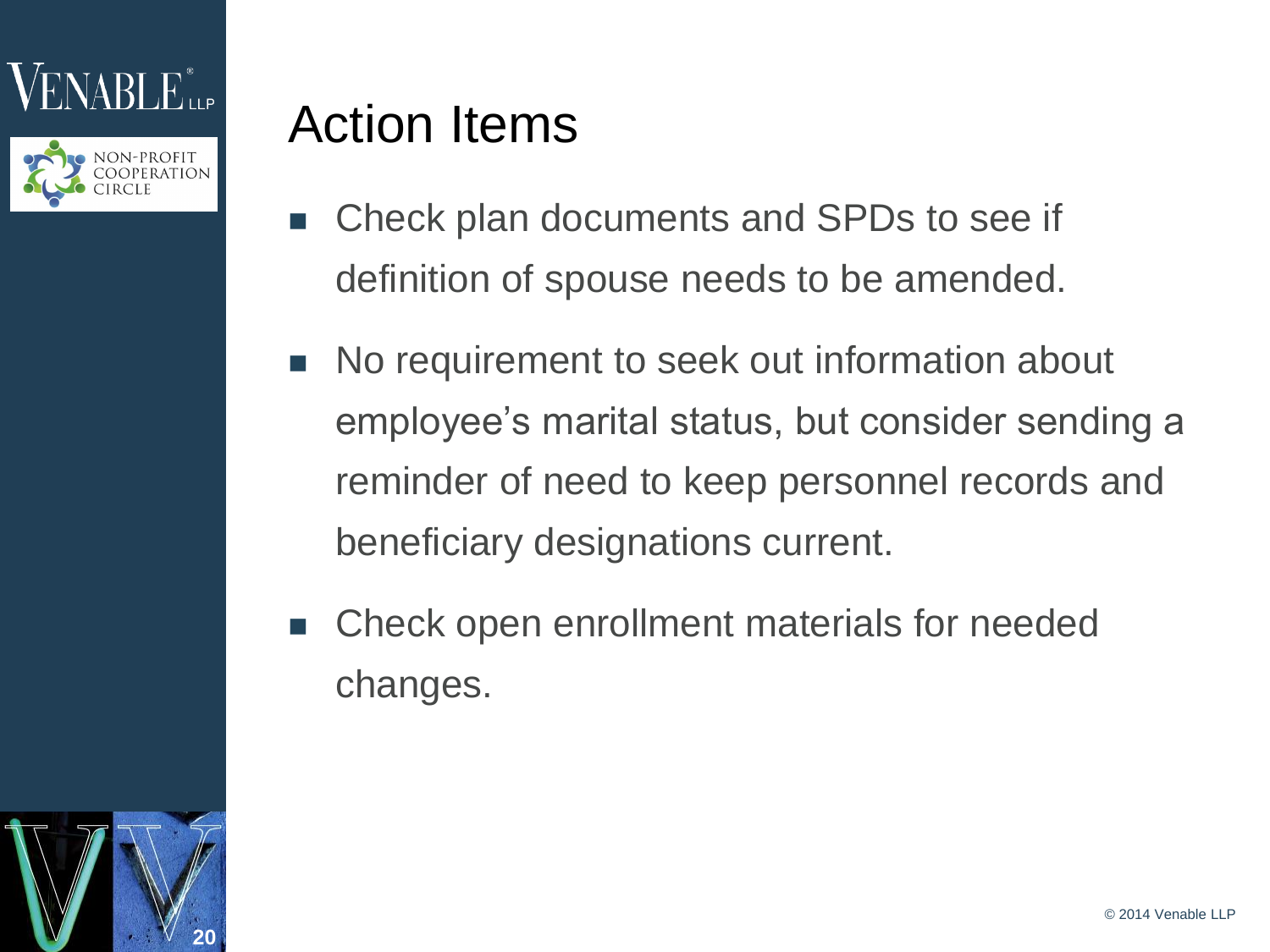# Action Items

- Check plan documents and SPDs to see if definition of spouse needs to be amended.
- No requirement to seek out information about employee's marital status, but consider sending a reminder of need to keep personnel records and beneficiary designations current.
- Check open enrollment materials for needed changes.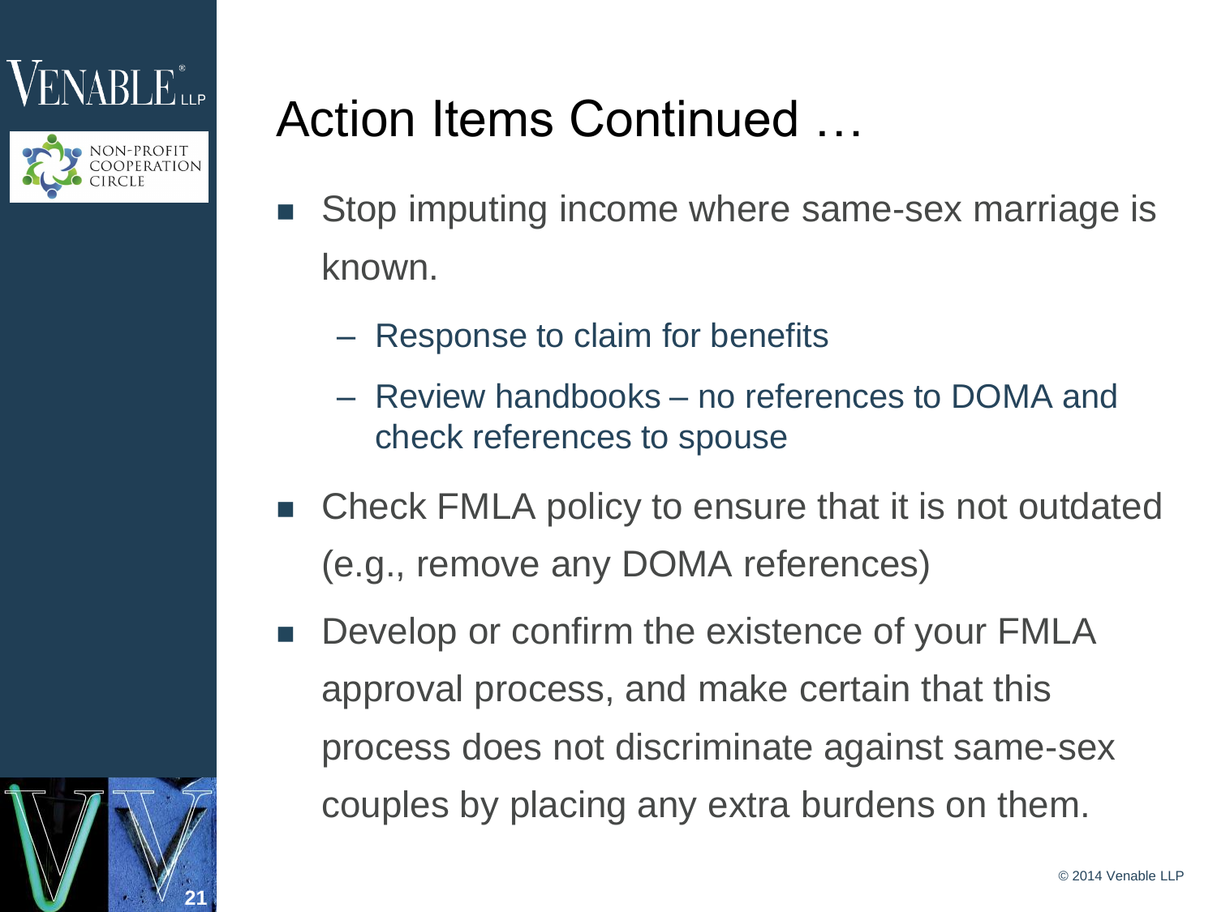# Action Items Continued …

- Stop imputing income where same-sex marriage is known.
  - Response to claim for benefits
  - Review handbooks – no references to DOMA and check references to spouse
- Check FMLA policy to ensure that it is not outdated (e.g., remove any DOMA references)
- Develop or confirm the existence of your FMLA approval process, and make certain that this process does not discriminate against same-sex couples by placing any extra burdens on them.

© 2014 Venable LLP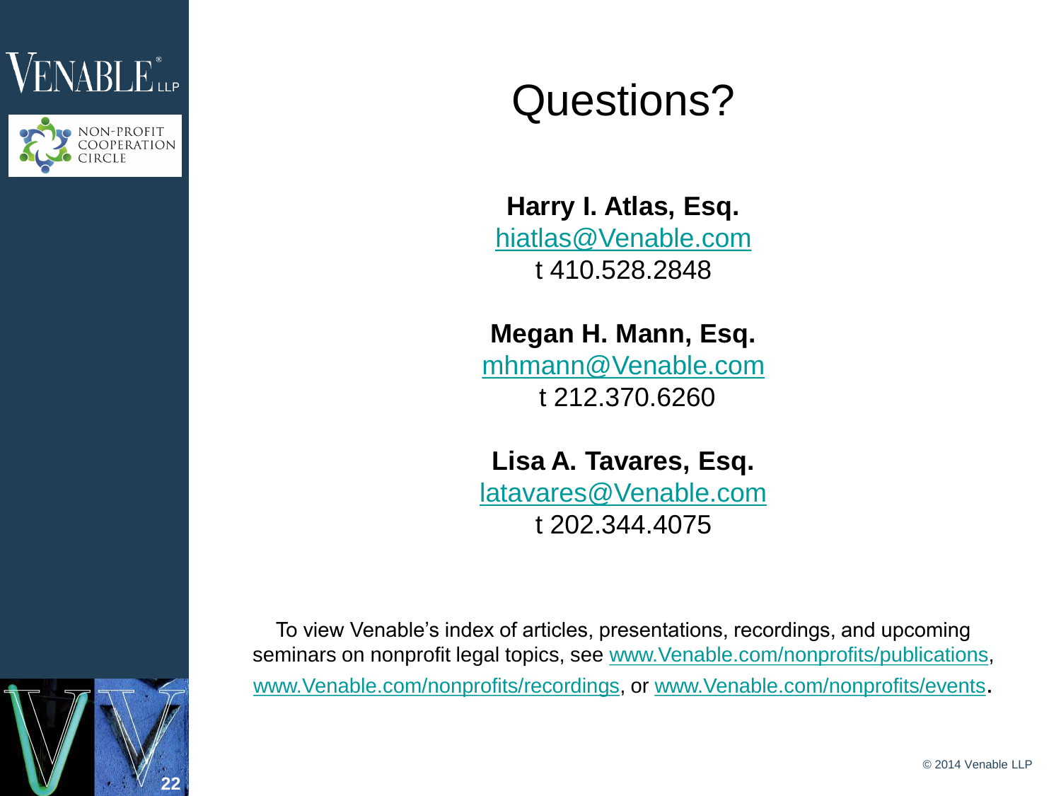# Questions?

**Harry I. Atlas, Esq.**
hiatlas@Venable.com
t 410.528.2848

**Megan H. Mann, Esq.**
mhmann@Venable.com
t 212.370.6260

**Lisa A. Tavares, Esq.**
latavares@Venable.com
t 202.344.4075

To view Venable's index of articles, presentations, recordings, and upcoming seminars on nonprofit legal topics, see www.Venable.com/nonprofits/publications, www.Venable.com/nonprofits/recordings, or www.Venable.com/nonprofits/events.